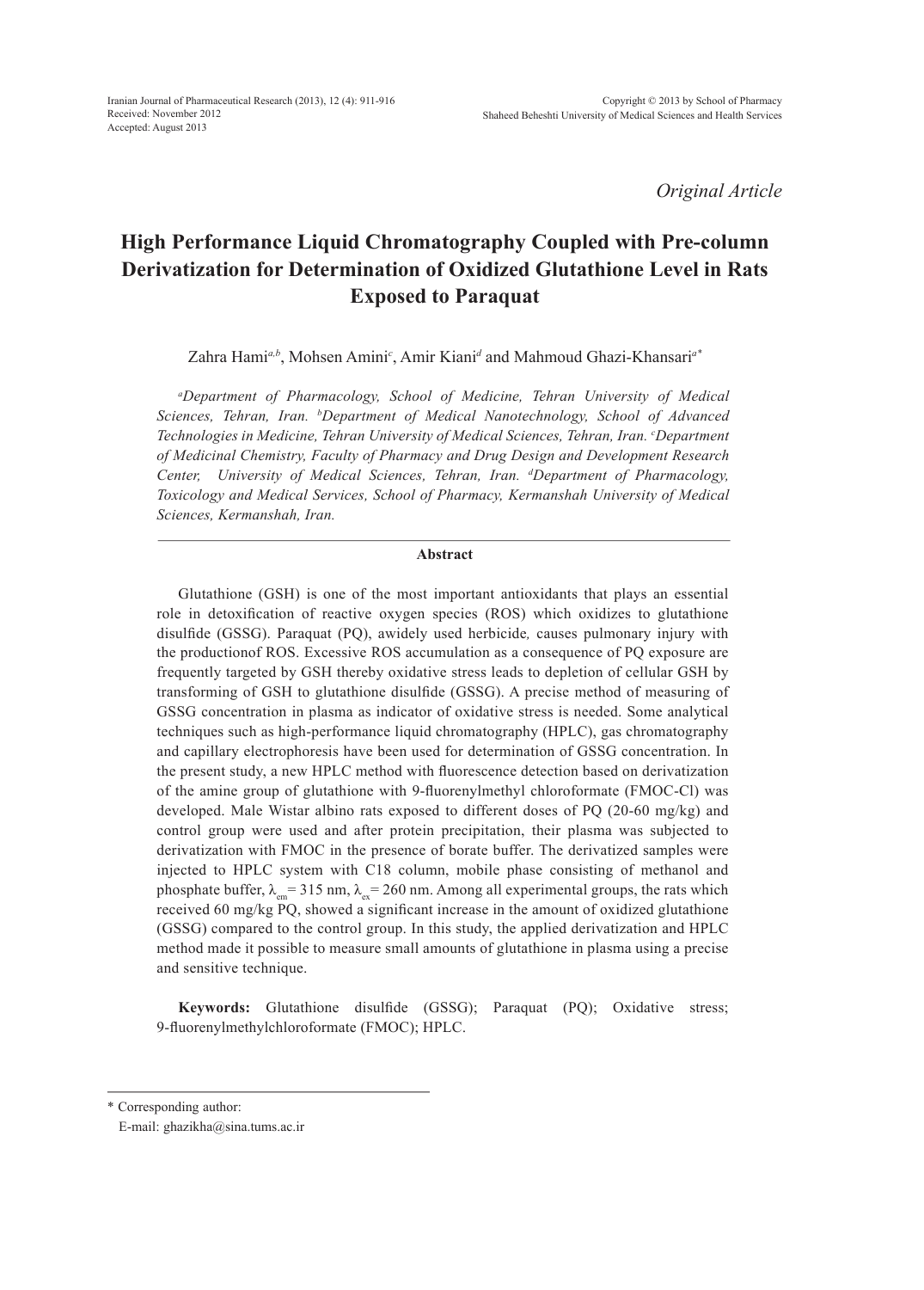*Original Article*

# High Performance Liquid Chromatography Coupled with Pre-column Derivatization for Determination of Oxidized Glutathione Level in Rats Exposed to Paraquat

Zahra Hami[a,b], Mohsen Amini[c], Amir Kiani[d] and Mahmoud Ghazi-Khansari[a*]

*[a]Department of Pharmacology, School of Medicine, Tehran University of Medical Sciences, Tehran, Iran. [b]Department of Medical Nanotechnology, School of Advanced Technologies in Medicine, Tehran University of Medical Sciences, Tehran, Iran. [c]Department of Medicinal Chemistry, Faculty of Pharmacy and Drug Design and Development Research Center, University of Medical Sciences, Tehran, Iran. [d]Department of Pharmacology, Toxicology and Medical Services, School of Pharmacy, Kermanshah University of Medical Sciences, Kermanshah, Iran.*

## Abstract

Glutathione (GSH) is one of the most important antioxidants that plays an essential role in detoxification of reactive oxygen species (ROS) which oxidizes to glutathione disulfide (GSSG). Paraquat (PQ), awidely used herbicide, causes pulmonary injury with the productionof ROS. Excessive ROS accumulation as a consequence of PQ exposure are frequently targeted by GSH thereby oxidative stress leads to depletion of cellular GSH by transforming of GSH to glutathione disulfide (GSSG). A precise method of measuring of GSSG concentration in plasma as indicator of oxidative stress is needed. Some analytical techniques such as high-performance liquid chromatography (HPLC), gas chromatography and capillary electrophoresis have been used for determination of GSSG concentration. In the present study, a new HPLC method with fluorescence detection based on derivatization of the amine group of glutathione with 9-fluorenylmethyl chloroformate (FMOC-Cl) was developed. Male Wistar albino rats exposed to different doses of PQ (20-60 mg/kg) and control group were used and after protein precipitation, their plasma was subjected to derivatization with FMOC in the presence of borate buffer. The derivatized samples were injected to HPLC system with C18 column, mobile phase consisting of methanol and phosphate buffer, $\lambda_{em}$ = 315 nm, $\lambda_{ex}$ = 260 nm. Among all experimental groups, the rats which received 60 mg/kg PQ, showed a significant increase in the amount of oxidized glutathione (GSSG) compared to the control group. In this study, the applied derivatization and HPLC method made it possible to measure small amounts of glutathione in plasma using a precise and sensitive technique.

**Keywords:** Glutathione disulfide (GSSG); Paraquat (PQ); Oxidative stress; 9-fluorenylmethylchloroformate (FMOC); HPLC.

---

\* Corresponding author:
E-mail: ghazikha@sina.tums.ac.ir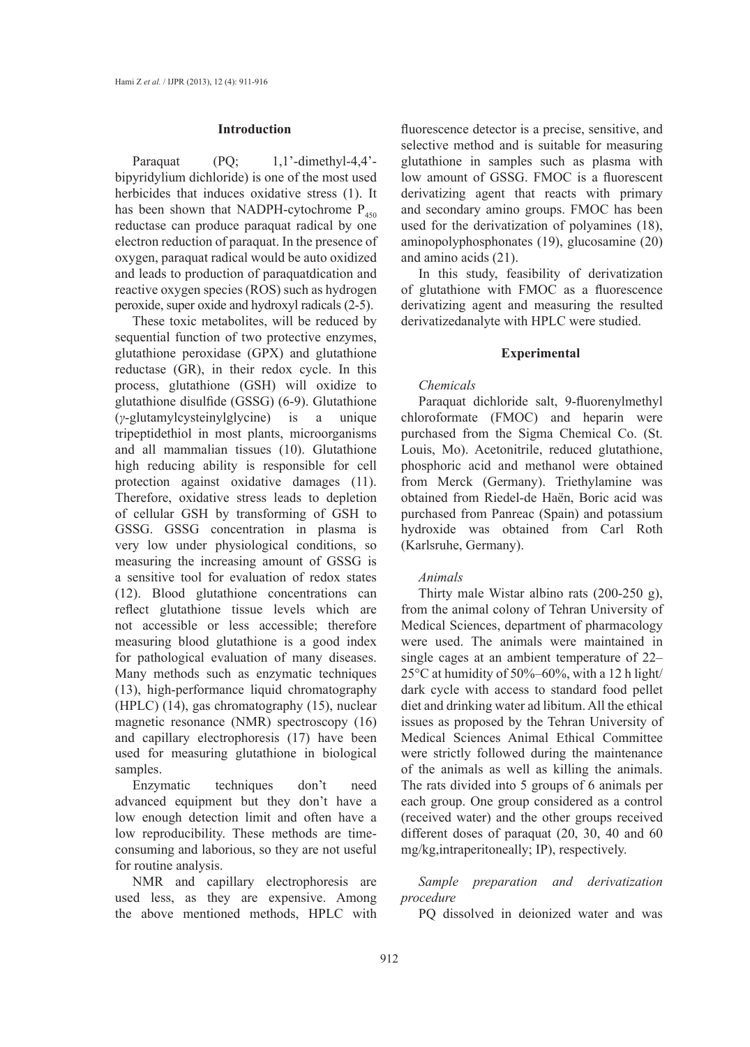## Introduction

Paraquat (PQ; 1,1'-dimethyl-4,4'-bipyridylium dichloride) is one of the most used herbicides that induces oxidative stress (1). It has been shown that NADPH-cytochrome $P_{450}$ reductase can produce paraquat radical by one electron reduction of paraquat. In the presence of oxygen, paraquat radical would be auto oxidized and leads to production of paraquatdication and reactive oxygen species (ROS) such as hydrogen peroxide, super oxide and hydroxyl radicals (2-5).

These toxic metabolites, will be reduced by sequential function of two protective enzymes, glutathione peroxidase (GPX) and glutathione reductase (GR), in their redox cycle. In this process, glutathione (GSH) will oxidize to glutathione disulfide (GSSG) (6-9). Glutathione (*γ*-glutamylcysteinylglycine) is a unique tripeptidethiol in most plants, microorganisms and all mammalian tissues (10). Glutathione high reducing ability is responsible for cell protection against oxidative damages (11). Therefore, oxidative stress leads to depletion of cellular GSH by transforming of GSH to GSSG. GSSG concentration in plasma is very low under physiological conditions, so measuring the increasing amount of GSSG is a sensitive tool for evaluation of redox states (12). Blood glutathione concentrations can reflect glutathione tissue levels which are not accessible or less accessible; therefore measuring blood glutathione is a good index for pathological evaluation of many diseases. Many methods such as enzymatic techniques (13), high-performance liquid chromatography (HPLC) (14), gas chromatography (15), nuclear magnetic resonance (NMR) spectroscopy (16) and capillary electrophoresis (17) have been used for measuring glutathione in biological samples.

Enzymatic techniques don't need advanced equipment but they don't have a low enough detection limit and often have a low reproducibility. These methods are time-consuming and laborious, so they are not useful for routine analysis.

NMR and capillary electrophoresis are used less, as they are expensive. Among the above mentioned methods, HPLC with fluorescence detector is a precise, sensitive, and selective method and is suitable for measuring glutathione in samples such as plasma with low amount of GSSG. FMOC is a fluorescent derivatizing agent that reacts with primary and secondary amino groups. FMOC has been used for the derivatization of polyamines (18), aminopolyphosphonates (19), glucosamine (20) and amino acids (21).

In this study, feasibility of derivatization of glutathione with FMOC as a fluorescence derivatizing agent and measuring the resulted derivatizedanalyte with HPLC were studied.

## Experimental

### *Chemicals*

Paraquat dichloride salt, 9-fluorenylmethyl chloroformate (FMOC) and heparin were purchased from the Sigma Chemical Co. (St. Louis, Mo). Acetonitrile, reduced glutathione, phosphoric acid and methanol were obtained from Merck (Germany). Triethylamine was obtained from Riedel-de Haën, Boric acid was purchased from Panreac (Spain) and potassium hydroxide was obtained from Carl Roth (Karlsruhe, Germany).

### *Animals*

Thirty male Wistar albino rats (200-250 g), from the animal colony of Tehran University of Medical Sciences, department of pharmacology were used. The animals were maintained in single cages at an ambient temperature of 22–25°C at humidity of 50%–60%, with a 12 h light/dark cycle with access to standard food pellet diet and drinking water ad libitum. All the ethical issues as proposed by the Tehran University of Medical Sciences Animal Ethical Committee were strictly followed during the maintenance of the animals as well as killing the animals. The rats divided into 5 groups of 6 animals per each group. One group considered as a control (received water) and the other groups received different doses of paraquat (20, 30, 40 and 60 mg/kg,intraperitoneally; IP), respectively.

### *Sample preparation and derivatization procedure*

PQ dissolved in deionized water and was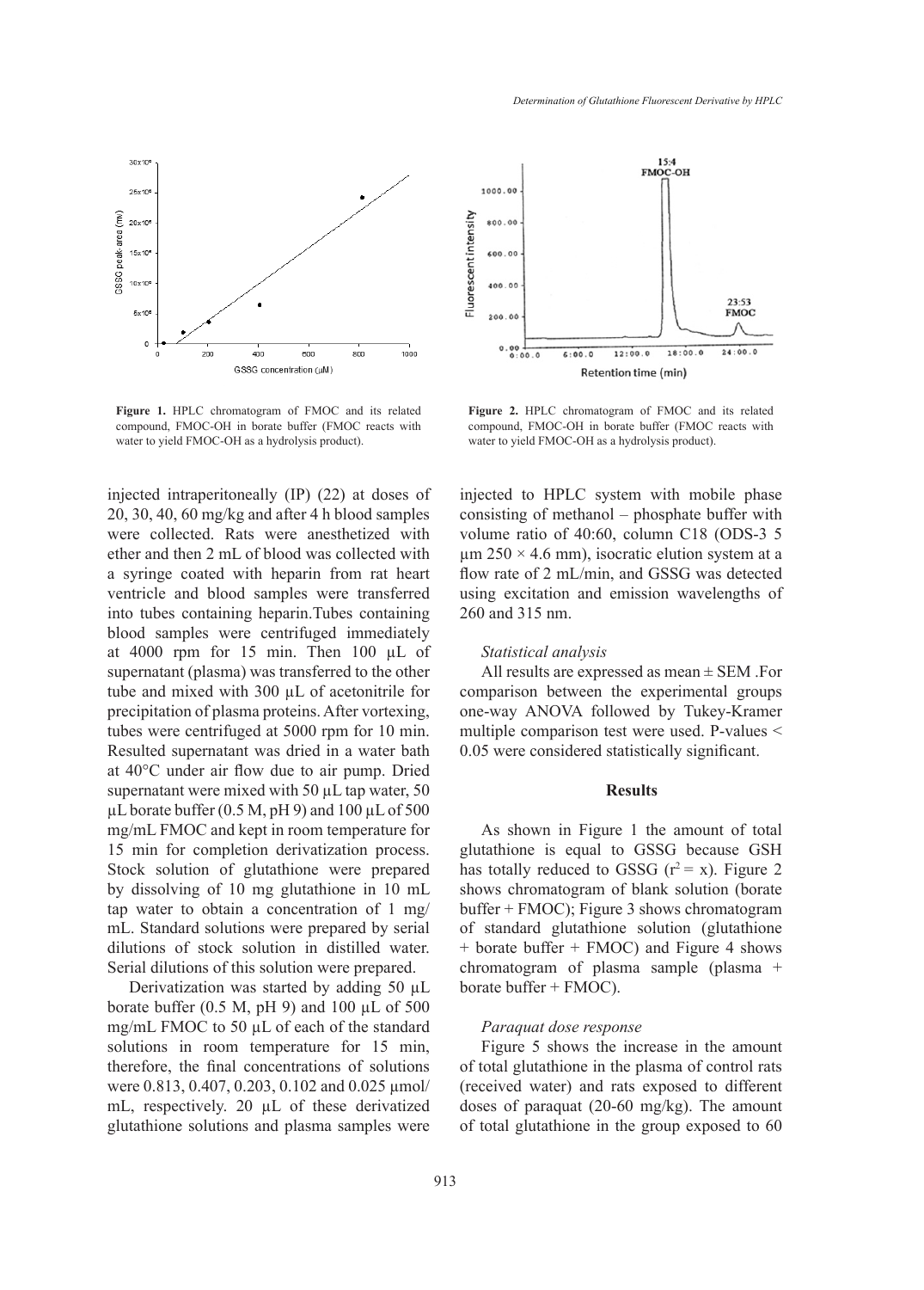Figure 1. HPLC chromatogram of FMOC and its related compound, FMOC-OH in borate buffer (FMOC reacts with water to yield FMOC-OH as a hydrolysis product).

Figure 2. HPLC chromatogram of FMOC and its related compound, FMOC-OH in borate buffer (FMOC reacts with water to yield FMOC-OH as a hydrolysis product).

injected intraperitoneally (IP) (22) at doses of 20, 30, 40, 60 mg/kg and after 4 h blood samples were collected. Rats were anesthetized with ether and then 2 mL of blood was collected with a syringe coated with heparin from rat heart ventricle and blood samples were transferred into tubes containing heparin.Tubes containing blood samples were centrifuged immediately at 4000 rpm for 15 min. Then 100 µL of supernatant (plasma) was transferred to the other tube and mixed with 300 µL of acetonitrile for precipitation of plasma proteins. After vortexing, tubes were centrifuged at 5000 rpm for 10 min. Resulted supernatant was dried in a water bath at 40°C under air flow due to air pump. Dried supernatant were mixed with 50 µL tap water, 50 µL borate buffer (0.5 M, pH 9) and 100 µL of 500 mg/mL FMOC and kept in room temperature for 15 min for completion derivatization process. Stock solution of glutathione were prepared by dissolving of 10 mg glutathione in 10 mL tap water to obtain a concentration of 1 mg/mL. Standard solutions were prepared by serial dilutions of stock solution in distilled water. Serial dilutions of this solution were prepared.

Derivatization was started by adding 50 µL borate buffer (0.5 M, pH 9) and 100 µL of 500 mg/mL FMOC to 50 µL of each of the standard solutions in room temperature for 15 min, therefore, the final concentrations of solutions were 0.813, 0.407, 0.203, 0.102 and 0.025 µmol/mL, respectively. 20 µL of these derivatized glutathione solutions and plasma samples were injected to HPLC system with mobile phase consisting of methanol – phosphate buffer with volume ratio of 40:60, column C18 (ODS-3 5 µm 250 × 4.6 mm), isocratic elution system at a flow rate of 2 mL/min, and GSSG was detected using excitation and emission wavelengths of 260 and 315 nm.

### *Statistical analysis*

All results are expressed as mean ± SEM .For comparison between the experimental groups one-way ANOVA followed by Tukey-Kramer multiple comparison test were used. P-values < 0.05 were considered statistically significant.

## Results

As shown in Figure 1 the amount of total glutathione is equal to GSSG because GSH has totally reduced to GSSG ($r^2$ = x). Figure 2 shows chromatogram of blank solution (borate buffer + FMOC); Figure 3 shows chromatogram of standard glutathione solution (glutathione + borate buffer + FMOC) and Figure 4 shows chromatogram of plasma sample (plasma + borate buffer + FMOC).

### *Paraquat dose response*

Figure 5 shows the increase in the amount of total glutathione in the plasma of control rats (received water) and rats exposed to different doses of paraquat (20-60 mg/kg). The amount of total glutathione in the group exposed to 60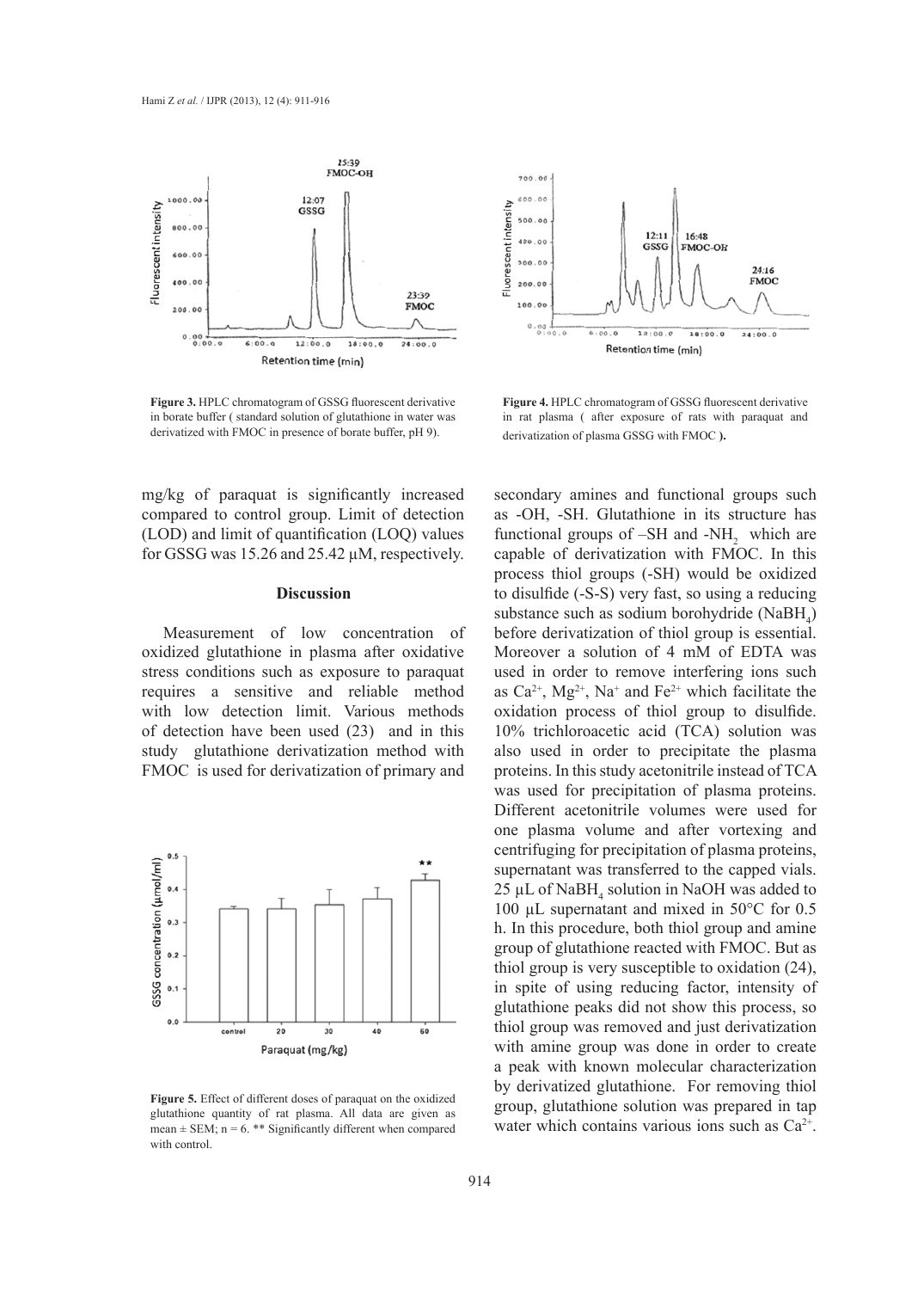Figure 3. HPLC chromatogram of GSSG fluorescent derivative in borate buffer ( standard solution of glutathione in water was derivatized with FMOC in presence of borate buffer, pH 9).

Figure 4. HPLC chromatogram of GSSG fluorescent derivative in rat plasma ( after exposure of rats with paraquat and derivatization of plasma GSSG with FMOC ).

mg/kg of paraquat is significantly increased compared to control group. Limit of detection (LOD) and limit of quantification (LOQ) values for GSSG was 15.26 and 25.42 µM, respectively.

## Discussion

Measurement of low concentration of oxidized glutathione in plasma after oxidative stress conditions such as exposure to paraquat requires a sensitive and reliable method with low detection limit. Various methods of detection have been used (23) and in this study glutathione derivatization method with FMOC is used for derivatization of primary and secondary amines and functional groups such as -OH, -SH. Glutathione in its structure has functional groups of –SH and $-NH_2$ which are capable of derivatization with FMOC. In this process thiol groups (-SH) would be oxidized to disulfide (-S-S) very fast, so using a reducing substance such as sodium borohydride ($NaBH_4$) before derivatization of thiol group is essential. Moreover a solution of 4 mM of EDTA was used in order to remove interfering ions such as $Ca^{2+}$, $Mg^{2+}$, $Na^{+}$ and $Fe^{2+}$ which facilitate the oxidation process of thiol group to disulfide. 10% trichloroacetic acid (TCA) solution was also used in order to precipitate the plasma proteins. In this study acetonitrile instead of TCA was used for precipitation of plasma proteins. Different acetonitrile volumes were used for one plasma volume and after vortexing and centrifuging for precipitation of plasma proteins, supernatant was transferred to the capped vials. 25 µL of $NaBH_4$ solution in NaOH was added to 100 µL supernatant and mixed in 50°C for 0.5 h. In this procedure, both thiol group and amine group of glutathione reacted with FMOC. But as thiol group is very susceptible to oxidation (24), in spite of using reducing factor, intensity of glutathione peaks did not show this process, so thiol group was removed and just derivatization with amine group was done in order to create a peak with known molecular characterization by derivatized glutathione. For removing thiol group, glutathione solution was prepared in tap water which contains various ions such as $Ca^{2+}$.

Figure 5. Effect of different doses of paraquat on the oxidized glutathione quantity of rat plasma. All data are given as mean ± SEM; n = 6. ** Significantly different when compared with control.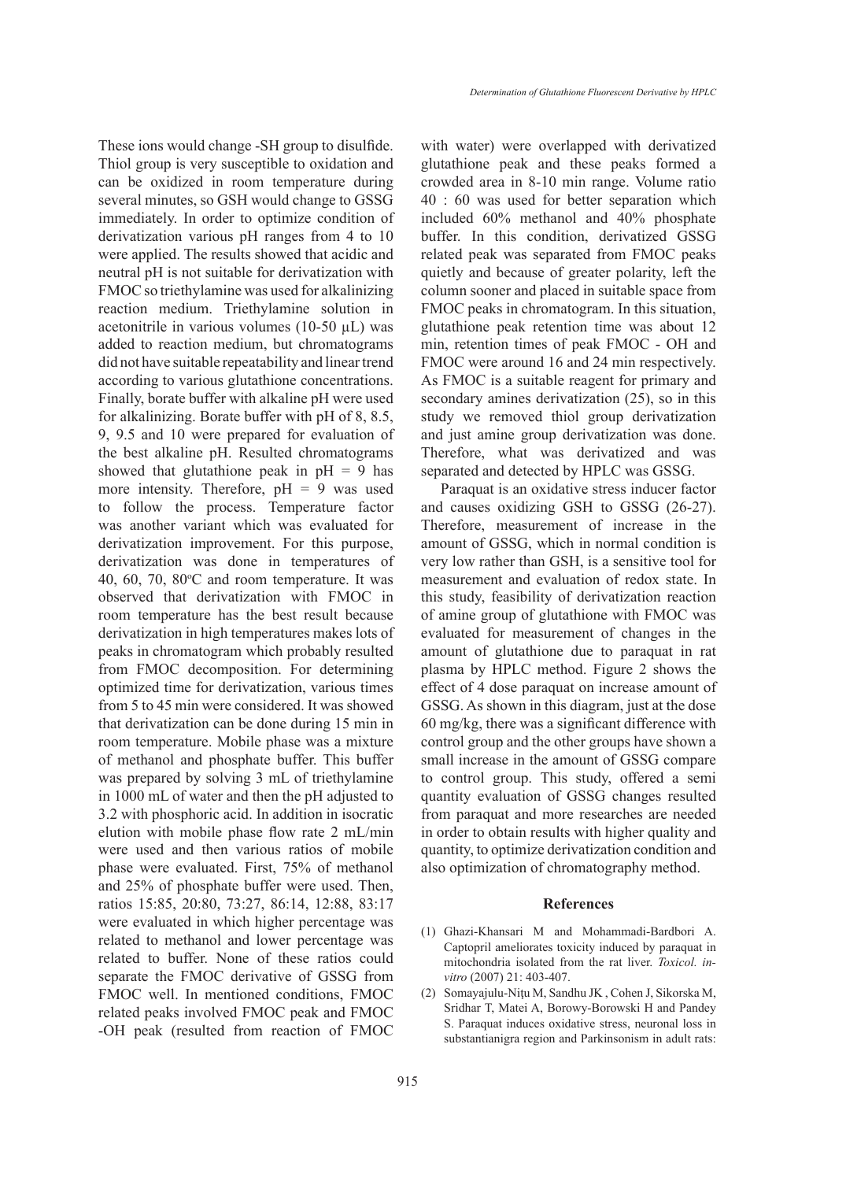These ions would change -SH group to disulfide. Thiol group is very susceptible to oxidation and can be oxidized in room temperature during several minutes, so GSH would change to GSSG immediately. In order to optimize condition of derivatization various pH ranges from 4 to 10 were applied. The results showed that acidic and neutral pH is not suitable for derivatization with FMOC so triethylamine was used for alkalinizing reaction medium. Triethylamine solution in acetonitrile in various volumes (10-50 µL) was added to reaction medium, but chromatograms did not have suitable repeatability and linear trend according to various glutathione concentrations. Finally, borate buffer with alkaline pH were used for alkalinizing. Borate buffer with pH of 8, 8.5, 9, 9.5 and 10 were prepared for evaluation of the best alkaline pH. Resulted chromatograms showed that glutathione peak in pH = 9 has more intensity. Therefore, pH = 9 was used to follow the process. Temperature factor was another variant which was evaluated for derivatization improvement. For this purpose, derivatization was done in temperatures of 40, 60, 70, 80°C and room temperature. It was observed that derivatization with FMOC in room temperature has the best result because derivatization in high temperatures makes lots of peaks in chromatogram which probably resulted from FMOC decomposition. For determining optimized time for derivatization, various times from 5 to 45 min were considered. It was showed that derivatization can be done during 15 min in room temperature. Mobile phase was a mixture of methanol and phosphate buffer. This buffer was prepared by solving 3 mL of triethylamine in 1000 mL of water and then the pH adjusted to 3.2 with phosphoric acid. In addition in isocratic elution with mobile phase flow rate 2 mL/min were used and then various ratios of mobile phase were evaluated. First, 75% of methanol and 25% of phosphate buffer were used. Then, ratios 15:85, 20:80, 73:27, 86:14, 12:88, 83:17 were evaluated in which higher percentage was related to methanol and lower percentage was related to buffer. None of these ratios could separate the FMOC derivative of GSSG from FMOC well. In mentioned conditions, FMOC related peaks involved FMOC peak and FMOC -OH peak (resulted from reaction of FMOC with water) were overlapped with derivatized glutathione peak and these peaks formed a crowded area in 8-10 min range. Volume ratio 40 : 60 was used for better separation which included 60% methanol and 40% phosphate buffer. In this condition, derivatized GSSG related peak was separated from FMOC peaks quietly and because of greater polarity, left the column sooner and placed in suitable space from FMOC peaks in chromatogram. In this situation, glutathione peak retention time was about 12 min, retention times of peak FMOC - OH and FMOC were around 16 and 24 min respectively. As FMOC is a suitable reagent for primary and secondary amines derivatization (25), so in this study we removed thiol group derivatization and just amine group derivatization was done. Therefore, what was derivatized and was separated and detected by HPLC was GSSG.

Paraquat is an oxidative stress inducer factor and causes oxidizing GSH to GSSG (26-27). Therefore, measurement of increase in the amount of GSSG, which in normal condition is very low rather than GSH, is a sensitive tool for measurement and evaluation of redox state. In this study, feasibility of derivatization reaction of amine group of glutathione with FMOC was evaluated for measurement of changes in the amount of glutathione due to paraquat in rat plasma by HPLC method. Figure 2 shows the effect of 4 dose paraquat on increase amount of GSSG. As shown in this diagram, just at the dose 60 mg/kg, there was a significant difference with control group and the other groups have shown a small increase in the amount of GSSG compare to control group. This study, offered a semi quantity evaluation of GSSG changes resulted from paraquat and more researches are needed in order to obtain results with higher quality and quantity, to optimize derivatization condition and also optimization of chromatography method.

## References

(1) Ghazi-Khansari M and Mohammadi-Bardbori A. Captopril ameliorates toxicity induced by paraquat in mitochondria isolated from the rat liver. *Toxicol. in-vitro* (2007) 21: 403-407.

(2) Somayajulu-Niţu M, Sandhu JK , Cohen J, Sikorska M, Sridhar T, Matei A, Borowy-Borowski H and Pandey S. Paraquat induces oxidative stress, neuronal loss in substantianigra region and Parkinsonism in adult rats: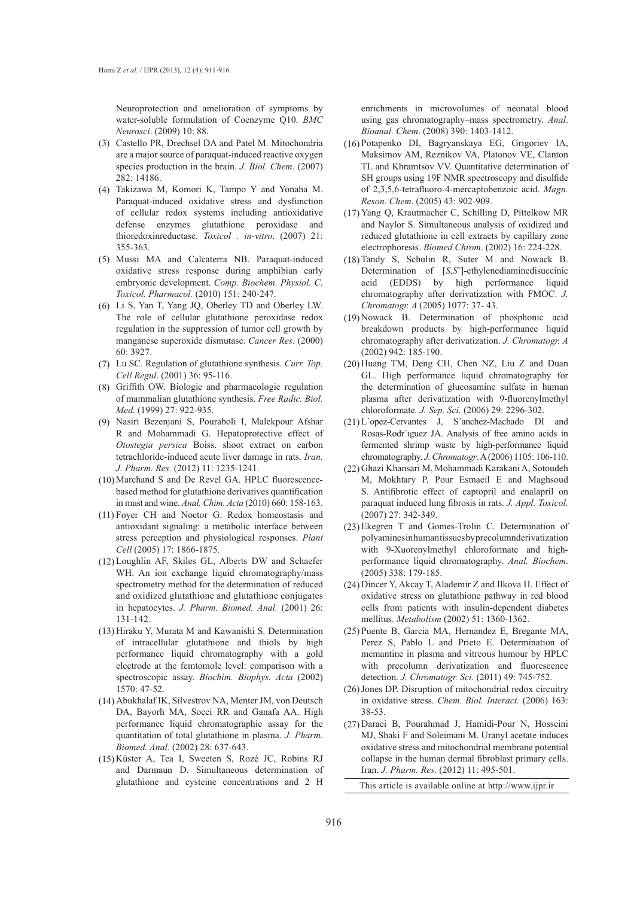Neuroprotection and amelioration of symptoms by water-soluble formulation of Coenzyme Q10. *BMC Neurosci*. (2009) 10: 88.

(3) Castello PR, Drechsel DA and Patel M. Mitochondria are a major source of paraquat-induced reactive oxygen species production in the brain. *J. Biol. Chem*. (2007) 282: 14186.

(4) Takizawa M, Komori K, Tampo Y and Yonaha M. Paraquat-induced oxidative stress and dysfunction of cellular redox systems including antioxidative defense enzymes glutathione peroxidase and thioredoxinreductase. *Toxicol . in-vitro*. (2007) 21: 355-363.

(5) Mussi MA and Calcaterra NB. Paraquat-induced oxidative stress response during amphibian early embryonic development. *Comp. Biochem. Physiol. C. Toxicol. Pharmacol.* (2010) 151: 240-247.

(6) Li S, Yan T, Yang JQ, Oberley TD and Oberley LW. The role of cellular glutathione peroxidase redox regulation in the suppression of tumor cell growth by manganese superoxide dismutase. *Cancer Res*. (2000) 60: 3927.

(7) Lu SC. Regulation of glutathione synthesis. *Curr. Top. Cell Regul*. (2001) 36: 95-116.

(8) Griffith OW. Biologic and pharmacologic regulation of mammalian glutathione synthesis. *Free Radic. Biol. Med.* (1999) 27: 922-935.

(9) Nasiri Bezenjani S, Pouraboli I, Malekpour Afshar R and Mohammadi G. Hepatoprotective effect of *Otostegia persica* Boiss. shoot extract on carbon tetrachloride-induced acute liver damage in rats. *Iran. J. Pharm. Res.* (2012) 11: 1235-1241.

(10) Marchand S and De Revel GA. HPLC fluorescence-based method for glutathione derivatives quantification in must and wine. *Anal. Chim. Acta* (2010) 660: 158-163.

(11) Foyer CH and Noctor G. Redox homeostasis and antioxidant signaling: a metabolic interface between stress perception and physiological responses. *Plant Cell* (2005) 17: 1866-1875.

(12) Loughlin AF, Skiles GL, Alberts DW and Schaefer WH. An ion exchange liquid chromatography/mass spectrometry method for the determination of reduced and oxidized glutathione and glutathione conjugates in hepatocytes. *J. Pharm. Biomed. Anal.* (2001) 26: 131-142.

(13) Hiraku Y, Murata M and Kawanishi S. Determination of intracellular glutathione and thiols by high performance liquid chromatography with a gold electrode at the femtomole level: comparison with a spectroscopic assay. *Biochim. Biophys. Acta* (2002) 1570: 47-52.

(14) Abukhalaf IK, Silvestrov NA, Menter JM, von Deutsch DA, Bayorh MA, Socci RR and Ganafa AA. High performance liquid chromatographic assay for the quantitation of total glutathione in plasma. *J. Pharm. Biomed. Anal.* (2002) 28: 637-643.

(15) Küster A, Tea I, Sweeten S, Rozé JC, Robins RJ and Darmaun D. Simultaneous determination of glutathione and cysteine concentrations and 2 H enrichments in microvolumes of neonatal blood using gas chromatography–mass spectrometry. *Anal. Bioanal. Chem*. (2008) 390: 1403-1412.

(16) Potapenko DI, Bagryanskaya EG, Grigoriev IA, Maksimov AM, Reznikov VA, Platonov VE, Clanton TL and Khramtsov VV. Quantitative determination of SH groups using 19F NMR spectroscopy and disulfide of 2,3,5,6-tetrafluoro-4-mercaptobenzoic acid. *Magn. Reson. Chem*. (2005) 43: 902-909.

(17) Yang Q, Krautmacher C, Schilling D, Pittelkow MR and Naylor S. Simultaneous analysis of oxidized and reduced glutathione in cell extracts by capillary zone electrophoresis. *Biomed.Chrom*. (2002) 16: 224-228.

(18) Tandy S, Schulin R, Suter M and Nowack B. Determination of [*S*,*S*']-ethylenediaminedisuccinic acid (EDDS) by high performance liquid chromatography after derivatization with FMOC. *J. Chromatogr. A* (2005) 1077: 37- 43.

(19) Nowack B. Determination of phosphonic acid breakdown products by high-performance liquid chromatography after derivatization. *J. Chromatogr. A* (2002) 942: 185-190.

(20) Huang TM, Deng CH, Chen NZ, Liu Z and Duan GL. High performance liquid chromatography for the determination of glucosamine sulfate in human plasma after derivatization with 9-fluorenylmethyl chloroformate. *J. Sep. Sci.* (2006) 29: 2296-302.

(21) L´opez-Cervantes J, S´anchez-Machado DI and Rosas-Rodr´ıguez JA. Analysis of free amino acids in fermented shrimp waste by high-performance liquid chromatography. *J. Chromatogr*. A (2006) 1105: 106-110.

(22) Ghazi Khansari M, Mohammadi Karakani A, Sotoudeh M, Mokhtary P, Pour Esmaeil E and Maghsoud S. Antifibrotic effect of captopril and enalapril on paraquat induced lung fibrosis in rats. *J. Appl. Toxicol.* (2007) 27: 342-349.

(23) Ekegren T and Gomes-Trolin C. Determination of polyaminesinhumantissuesbyprecolumnderivatization with 9-Xuorenylmethyl chloroformate and high-performance liquid chromatography. *Anal. Biochem*. (2005) 338: 179-185.

(24) Dincer Y, Akcay T, Alademir Z and Ilkova H. Effect of oxidative stress on glutathione pathway in red blood cells from patients with insulin-dependent diabetes mellitus. *Metabolism* (2002) 51: 1360-1362.

(25) Puente B, Garcia MA, Hernandez E, Bregante MA, Perez S, Pablo L and Prieto E. Determination of memantine in plasma and vitreous humour by HPLC with precolumn derivatization and fluorescence detection. *J. Chromatogr. Sci.* (2011) 49: 745-752.

(26) Jones DP. Disruption of mitochondrial redox circuitry in oxidative stress. *Chem. Biol. Interact.* (2006) 163: 38-53.

(27) Daraei B, Pourahmad J, Hamidi-Pour N, Hosseini MJ, Shaki F and Soleimani M. Uranyl acetate induces oxidative stress and mitochondrial membrane potential collapse in the human dermal fibroblast primary cells. Iran. *J. Pharm. Res.* (2012) 11: 495-501.

This article is available online at http://www.ijpr.ir